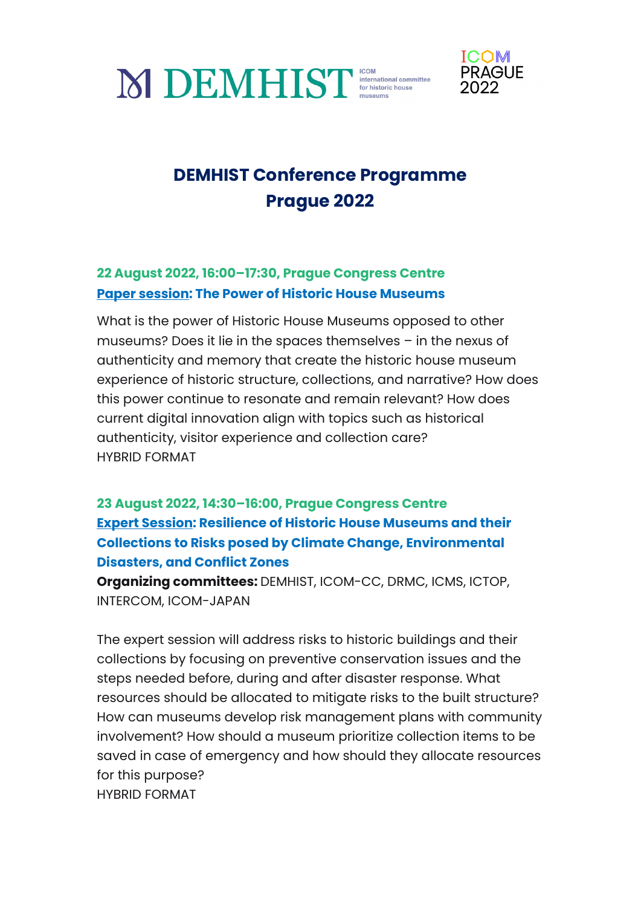DEMHIST ICOM international committee for historic house museums

ICOM PRAGUE 2022

# DEMHIST Conference Programme
# Prague 2022

### 22 August 2022, 16:00–17:30, Prague Congress Centre
### Paper session: The Power of Historic House Museums

What is the power of Historic House Museums opposed to other museums? Does it lie in the spaces themselves – in the nexus of authenticity and memory that create the historic house museum experience of historic structure, collections, and narrative? How does this power continue to resonate and remain relevant? How does current digital innovation align with topics such as historical authenticity, visitor experience and collection care?
HYBRID FORMAT

### 23 August 2022, 14:30–16:00, Prague Congress Centre
### Expert Session: Resilience of Historic House Museums and their Collections to Risks posed by Climate Change, Environmental Disasters, and Conflict Zones

**Organizing committees:** DEMHIST, ICOM-CC, DRMC, ICMS, ICTOP, INTERCOM, ICOM-JAPAN

The expert session will address risks to historic buildings and their collections by focusing on preventive conservation issues and the steps needed before, during and after disaster response. What resources should be allocated to mitigate risks to the built structure? How can museums develop risk management plans with community involvement? How should a museum prioritize collection items to be saved in case of emergency and how should they allocate resources for this purpose?
HYBRID FORMAT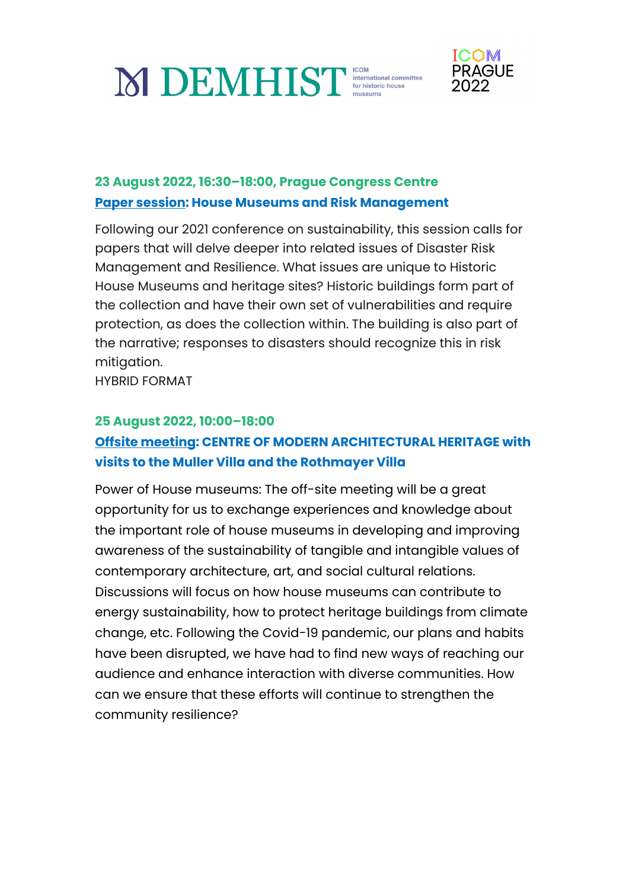**23 August 2022, 16:30–18:00, Prague Congress Centre**

**Paper session: House Museums and Risk Management**

Following our 2021 conference on sustainability, this session calls for papers that will delve deeper into related issues of Disaster Risk Management and Resilience. What issues are unique to Historic House Museums and heritage sites? Historic buildings form part of the collection and have their own set of vulnerabilities and require protection, as does the collection within. The building is also part of the narrative; responses to disasters should recognize this in risk mitigation.
HYBRID FORMAT

**25 August 2022, 10:00–18:00**

**Offsite meeting: CENTRE OF MODERN ARCHITECTURAL HERITAGE with visits to the Muller Villa and the Rothmayer Villa**

Power of House museums: The off-site meeting will be a great opportunity for us to exchange experiences and knowledge about the important role of house museums in developing and improving awareness of the sustainability of tangible and intangible values of contemporary architecture, art, and social cultural relations. Discussions will focus on how house museums can contribute to energy sustainability, how to protect heritage buildings from climate change, etc. Following the Covid-19 pandemic, our plans and habits have been disrupted, we have had to find new ways of reaching our audience and enhance interaction with diverse communities. How can we ensure that these efforts will continue to strengthen the community resilience?